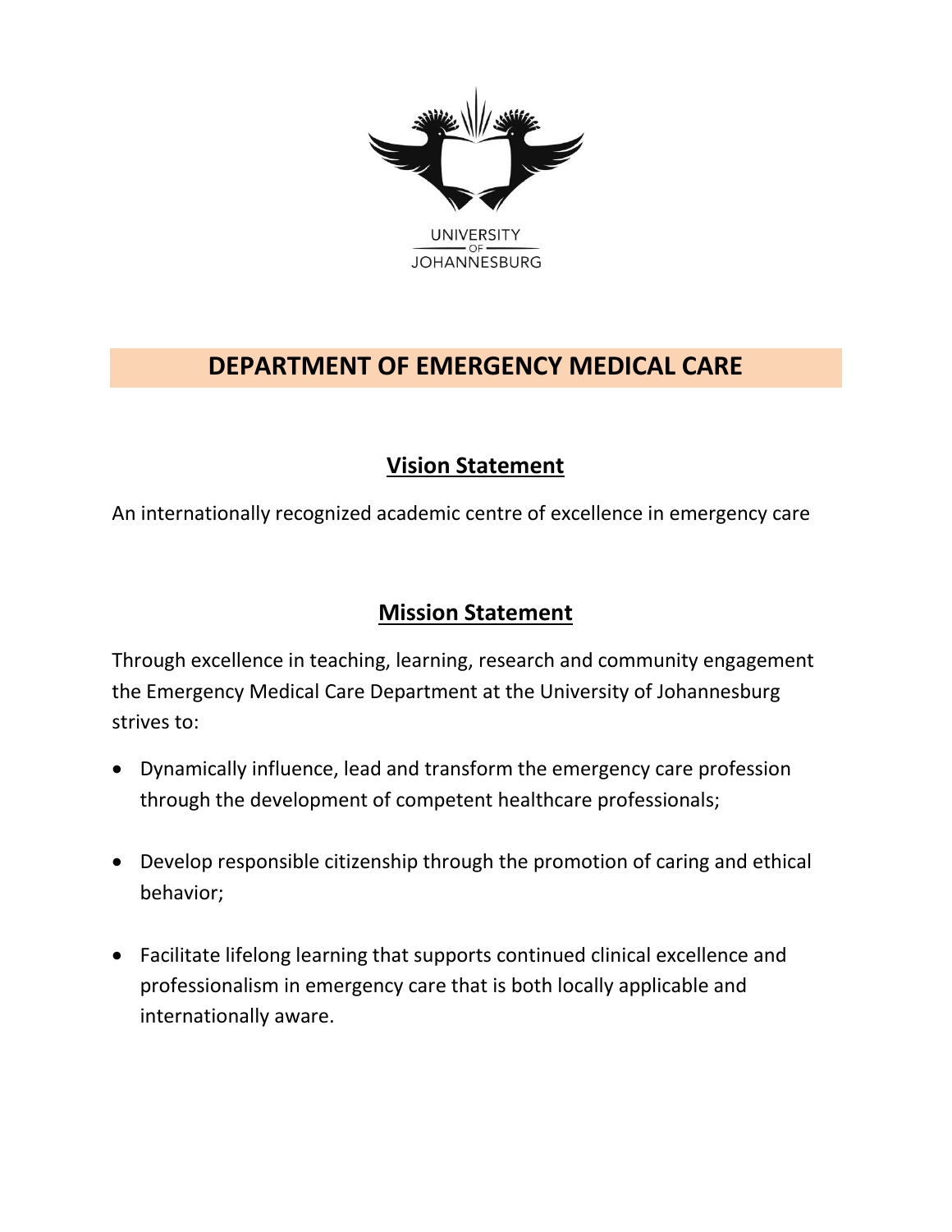UNIVERSITY OF JOHANNESBURG

# DEPARTMENT OF EMERGENCY MEDICAL CARE

## Vision Statement

An internationally recognized academic centre of excellence in emergency care

## Mission Statement

Through excellence in teaching, learning, research and community engagement the Emergency Medical Care Department at the University of Johannesburg strives to:

- Dynamically influence, lead and transform the emergency care profession through the development of competent healthcare professionals;
- Develop responsible citizenship through the promotion of caring and ethical behavior;
- Facilitate lifelong learning that supports continued clinical excellence and professionalism in emergency care that is both locally applicable and internationally aware.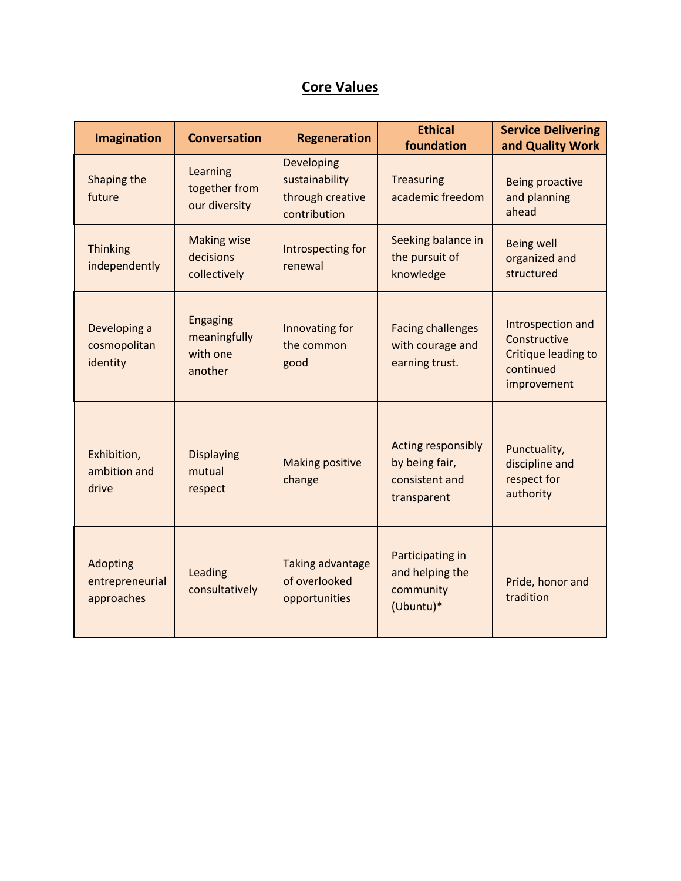## Core Values

| Imagination | Conversation | Regeneration | Ethical foundation | Service Delivering and Quality Work |
|---|---|---|---|---|
| Shaping the future | Learning together from our diversity | Developing sustainability through creative contribution | Treasuring academic freedom | Being proactive and planning ahead |
| Thinking independently | Making wise decisions collectively | Introspecting for renewal | Seeking balance in the pursuit of knowledge | Being well organized and structured |
| Developing a cosmopolitan identity | Engaging meaningfully with one another | Innovating for the common good | Facing challenges with courage and earning trust. | Introspection and Constructive Critique leading to continued improvement |
| Exhibition, ambition and drive | Displaying mutual respect | Making positive change | Acting responsibly by being fair, consistent and transparent | Punctuality, discipline and respect for authority |
| Adopting entrepreneurial approaches | Leading consultatively | Taking advantage of overlooked opportunities | Participating in and helping the community (Ubuntu)* | Pride, honor and tradition |